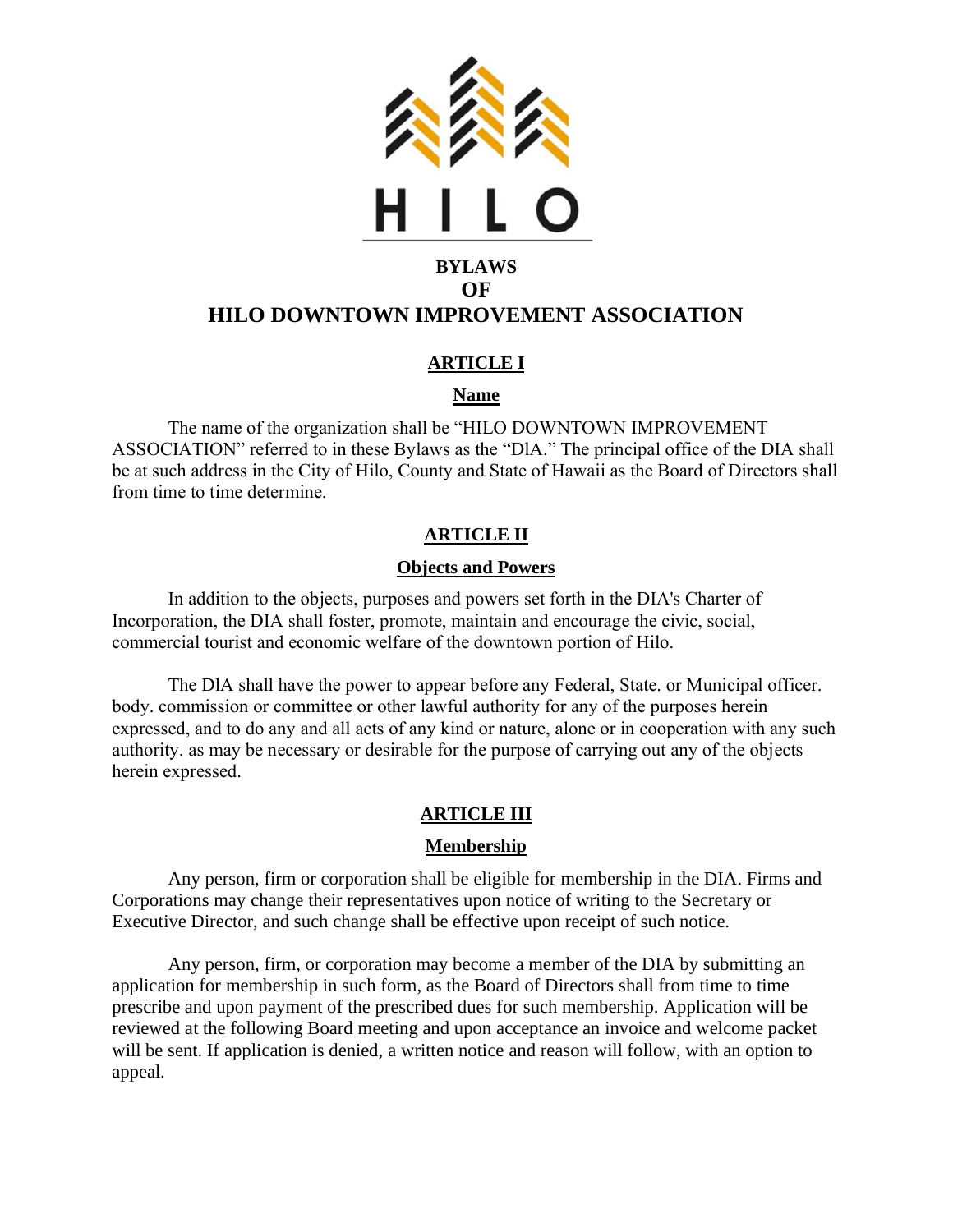HILO

# BYLAWS
# OF
# HILO DOWNTOWN IMPROVEMENT ASSOCIATION

## ARTICLE I

### Name

The name of the organization shall be "HILO DOWNTOWN IMPROVEMENT ASSOCIATION" referred to in these Bylaws as the "DlA." The principal office of the DIA shall be at such address in the City of Hilo, County and State of Hawaii as the Board of Directors shall from time to time determine.

## ARTICLE II

### Objects and Powers

In addition to the objects, purposes and powers set forth in the DIA's Charter of Incorporation, the DIA shall foster, promote, maintain and encourage the civic, social, commercial tourist and economic welfare of the downtown portion of Hilo.

The DlA shall have the power to appear before any Federal, State. or Municipal officer. body. commission or committee or other lawful authority for any of the purposes herein expressed, and to do any and all acts of any kind or nature, alone or in cooperation with any such authority. as may be necessary or desirable for the purpose of carrying out any of the objects herein expressed.

## ARTICLE III

### Membership

Any person, firm or corporation shall be eligible for membership in the DIA. Firms and Corporations may change their representatives upon notice of writing to the Secretary or Executive Director, and such change shall be effective upon receipt of such notice.

Any person, firm, or corporation may become a member of the DIA by submitting an application for membership in such form, as the Board of Directors shall from time to time prescribe and upon payment of the prescribed dues for such membership. Application will be reviewed at the following Board meeting and upon acceptance an invoice and welcome packet will be sent. If application is denied, a written notice and reason will follow, with an option to appeal.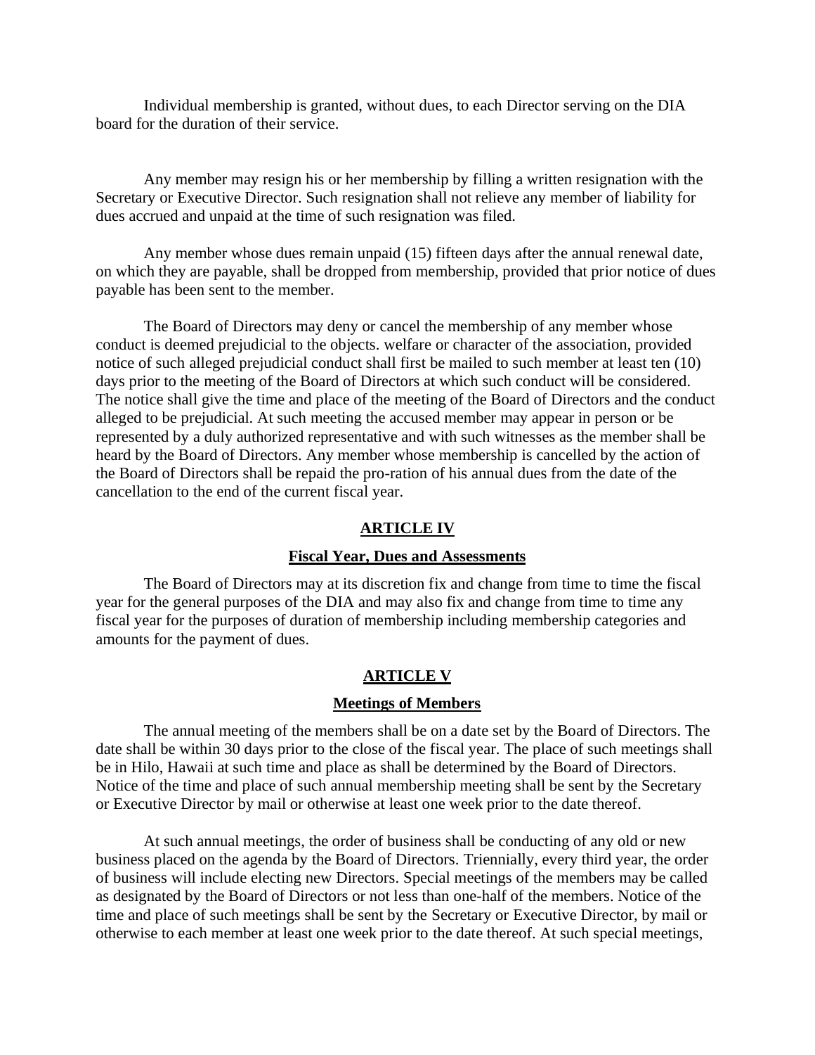Individual membership is granted, without dues, to each Director serving on the DIA board for the duration of their service.

Any member may resign his or her membership by filling a written resignation with the Secretary or Executive Director. Such resignation shall not relieve any member of liability for dues accrued and unpaid at the time of such resignation was filed.

Any member whose dues remain unpaid (15) fifteen days after the annual renewal date, on which they are payable, shall be dropped from membership, provided that prior notice of dues payable has been sent to the member.

The Board of Directors may deny or cancel the membership of any member whose conduct is deemed prejudicial to the objects. welfare or character of the association, provided notice of such alleged prejudicial conduct shall first be mailed to such member at least ten (10) days prior to the meeting of the Board of Directors at which such conduct will be considered. The notice shall give the time and place of the meeting of the Board of Directors and the conduct alleged to be prejudicial. At such meeting the accused member may appear in person or be represented by a duly authorized representative and with such witnesses as the member shall be heard by the Board of Directors. Any member whose membership is cancelled by the action of the Board of Directors shall be repaid the pro-ration of his annual dues from the date of the cancellation to the end of the current fiscal year.

## ARTICLE IV

### Fiscal Year, Dues and Assessments

The Board of Directors may at its discretion fix and change from time to time the fiscal year for the general purposes of the DIA and may also fix and change from time to time any fiscal year for the purposes of duration of membership including membership categories and amounts for the payment of dues.

## ARTICLE V

### Meetings of Members

The annual meeting of the members shall be on a date set by the Board of Directors. The date shall be within 30 days prior to the close of the fiscal year. The place of such meetings shall be in Hilo, Hawaii at such time and place as shall be determined by the Board of Directors. Notice of the time and place of such annual membership meeting shall be sent by the Secretary or Executive Director by mail or otherwise at least one week prior to the date thereof.

At such annual meetings, the order of business shall be conducting of any old or new business placed on the agenda by the Board of Directors. Triennially, every third year, the order of business will include electing new Directors. Special meetings of the members may be called as designated by the Board of Directors or not less than one-half of the members. Notice of the time and place of such meetings shall be sent by the Secretary or Executive Director, by mail or otherwise to each member at least one week prior to the date thereof. At such special meetings,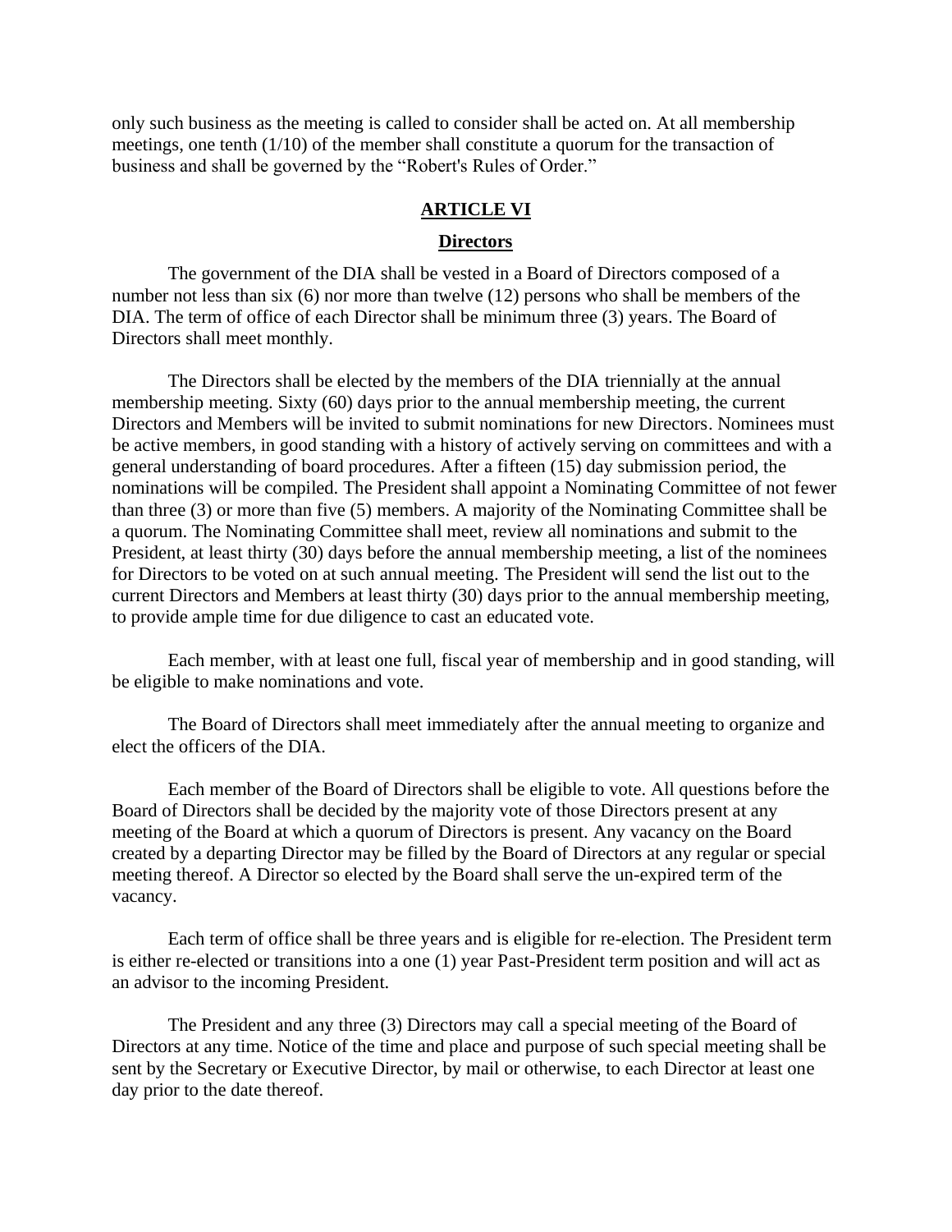only such business as the meeting is called to consider shall be acted on. At all membership meetings, one tenth (1/10) of the member shall constitute a quorum for the transaction of business and shall be governed by the "Robert's Rules of Order."

## ARTICLE VI

### Directors

The government of the DIA shall be vested in a Board of Directors composed of a number not less than six (6) nor more than twelve (12) persons who shall be members of the DIA. The term of office of each Director shall be minimum three (3) years. The Board of Directors shall meet monthly.

The Directors shall be elected by the members of the DIA triennially at the annual membership meeting. Sixty (60) days prior to the annual membership meeting, the current Directors and Members will be invited to submit nominations for new Directors. Nominees must be active members, in good standing with a history of actively serving on committees and with a general understanding of board procedures. After a fifteen (15) day submission period, the nominations will be compiled. The President shall appoint a Nominating Committee of not fewer than three (3) or more than five (5) members. A majority of the Nominating Committee shall be a quorum. The Nominating Committee shall meet, review all nominations and submit to the President, at least thirty (30) days before the annual membership meeting, a list of the nominees for Directors to be voted on at such annual meeting. The President will send the list out to the current Directors and Members at least thirty (30) days prior to the annual membership meeting, to provide ample time for due diligence to cast an educated vote.

Each member, with at least one full, fiscal year of membership and in good standing, will be eligible to make nominations and vote.

The Board of Directors shall meet immediately after the annual meeting to organize and elect the officers of the DIA.

Each member of the Board of Directors shall be eligible to vote. All questions before the Board of Directors shall be decided by the majority vote of those Directors present at any meeting of the Board at which a quorum of Directors is present. Any vacancy on the Board created by a departing Director may be filled by the Board of Directors at any regular or special meeting thereof. A Director so elected by the Board shall serve the un-expired term of the vacancy.

Each term of office shall be three years and is eligible for re-election. The President term is either re-elected or transitions into a one (1) year Past-President term position and will act as an advisor to the incoming President.

The President and any three (3) Directors may call a special meeting of the Board of Directors at any time. Notice of the time and place and purpose of such special meeting shall be sent by the Secretary or Executive Director, by mail or otherwise, to each Director at least one day prior to the date thereof.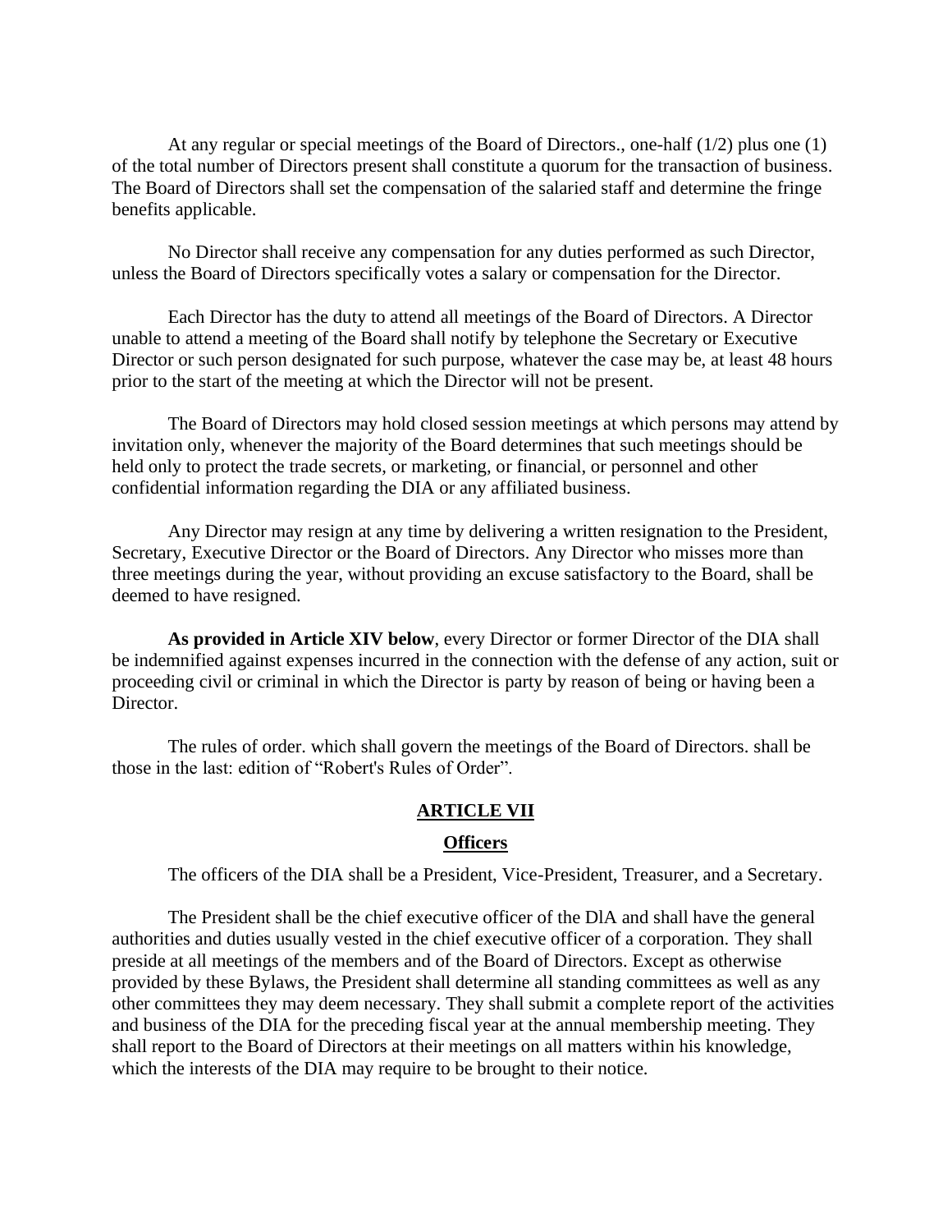At any regular or special meetings of the Board of Directors., one-half (1/2) plus one (1) of the total number of Directors present shall constitute a quorum for the transaction of business. The Board of Directors shall set the compensation of the salaried staff and determine the fringe benefits applicable.

No Director shall receive any compensation for any duties performed as such Director, unless the Board of Directors specifically votes a salary or compensation for the Director.

Each Director has the duty to attend all meetings of the Board of Directors. A Director unable to attend a meeting of the Board shall notify by telephone the Secretary or Executive Director or such person designated for such purpose, whatever the case may be, at least 48 hours prior to the start of the meeting at which the Director will not be present.

The Board of Directors may hold closed session meetings at which persons may attend by invitation only, whenever the majority of the Board determines that such meetings should be held only to protect the trade secrets, or marketing, or financial, or personnel and other confidential information regarding the DIA or any affiliated business.

Any Director may resign at any time by delivering a written resignation to the President, Secretary, Executive Director or the Board of Directors. Any Director who misses more than three meetings during the year, without providing an excuse satisfactory to the Board, shall be deemed to have resigned.

**As provided in Article XIV below**, every Director or former Director of the DIA shall be indemnified against expenses incurred in the connection with the defense of any action, suit or proceeding civil or criminal in which the Director is party by reason of being or having been a Director.

The rules of order. which shall govern the meetings of the Board of Directors. shall be those in the last: edition of "Robert's Rules of Order".

## ARTICLE VII

### Officers

The officers of the DIA shall be a President, Vice-President, Treasurer, and a Secretary.

The President shall be the chief executive officer of the DlA and shall have the general authorities and duties usually vested in the chief executive officer of a corporation. They shall preside at all meetings of the members and of the Board of Directors. Except as otherwise provided by these Bylaws, the President shall determine all standing committees as well as any other committees they may deem necessary. They shall submit a complete report of the activities and business of the DIA for the preceding fiscal year at the annual membership meeting. They shall report to the Board of Directors at their meetings on all matters within his knowledge, which the interests of the DIA may require to be brought to their notice.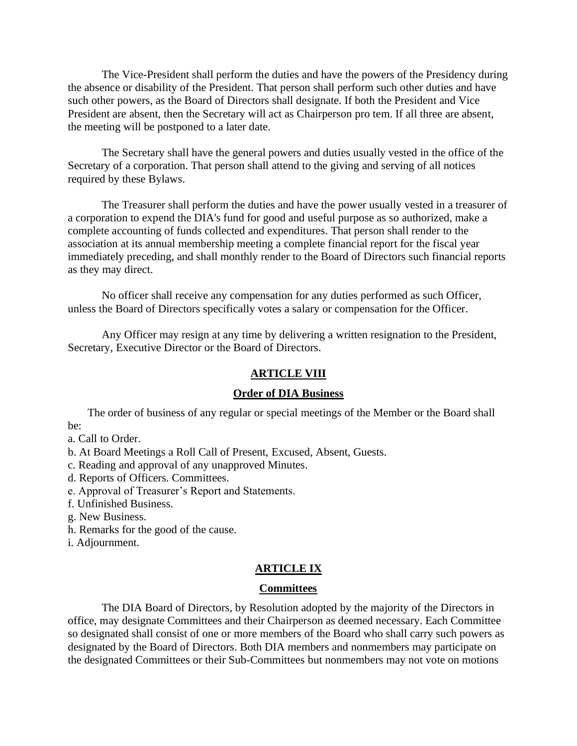The Vice-President shall perform the duties and have the powers of the Presidency during the absence or disability of the President. That person shall perform such other duties and have such other powers, as the Board of Directors shall designate. If both the President and Vice President are absent, then the Secretary will act as Chairperson pro tem. If all three are absent, the meeting will be postponed to a later date.

The Secretary shall have the general powers and duties usually vested in the office of the Secretary of a corporation. That person shall attend to the giving and serving of all notices required by these Bylaws.

The Treasurer shall perform the duties and have the power usually vested in a treasurer of a corporation to expend the DIA's fund for good and useful purpose as so authorized, make a complete accounting of funds collected and expenditures. That person shall render to the association at its annual membership meeting a complete financial report for the fiscal year immediately preceding, and shall monthly render to the Board of Directors such financial reports as they may direct.

No officer shall receive any compensation for any duties performed as such Officer, unless the Board of Directors specifically votes a salary or compensation for the Officer.

Any Officer may resign at any time by delivering a written resignation to the President, Secretary, Executive Director or the Board of Directors.

## ARTICLE VIII

### Order of DIA Business

The order of business of any regular or special meetings of the Member or the Board shall be:

a. Call to Order.
b. At Board Meetings a Roll Call of Present, Excused, Absent, Guests.
c. Reading and approval of any unapproved Minutes.
d. Reports of Officers. Committees.
e. Approval of Treasurer's Report and Statements.
f. Unfinished Business.
g. New Business.
h. Remarks for the good of the cause.
i. Adjournment.

## ARTICLE IX

### Committees

The DIA Board of Directors, by Resolution adopted by the majority of the Directors in office, may designate Committees and their Chairperson as deemed necessary. Each Committee so designated shall consist of one or more members of the Board who shall carry such powers as designated by the Board of Directors. Both DIA members and nonmembers may participate on the designated Committees or their Sub-Committees but nonmembers may not vote on motions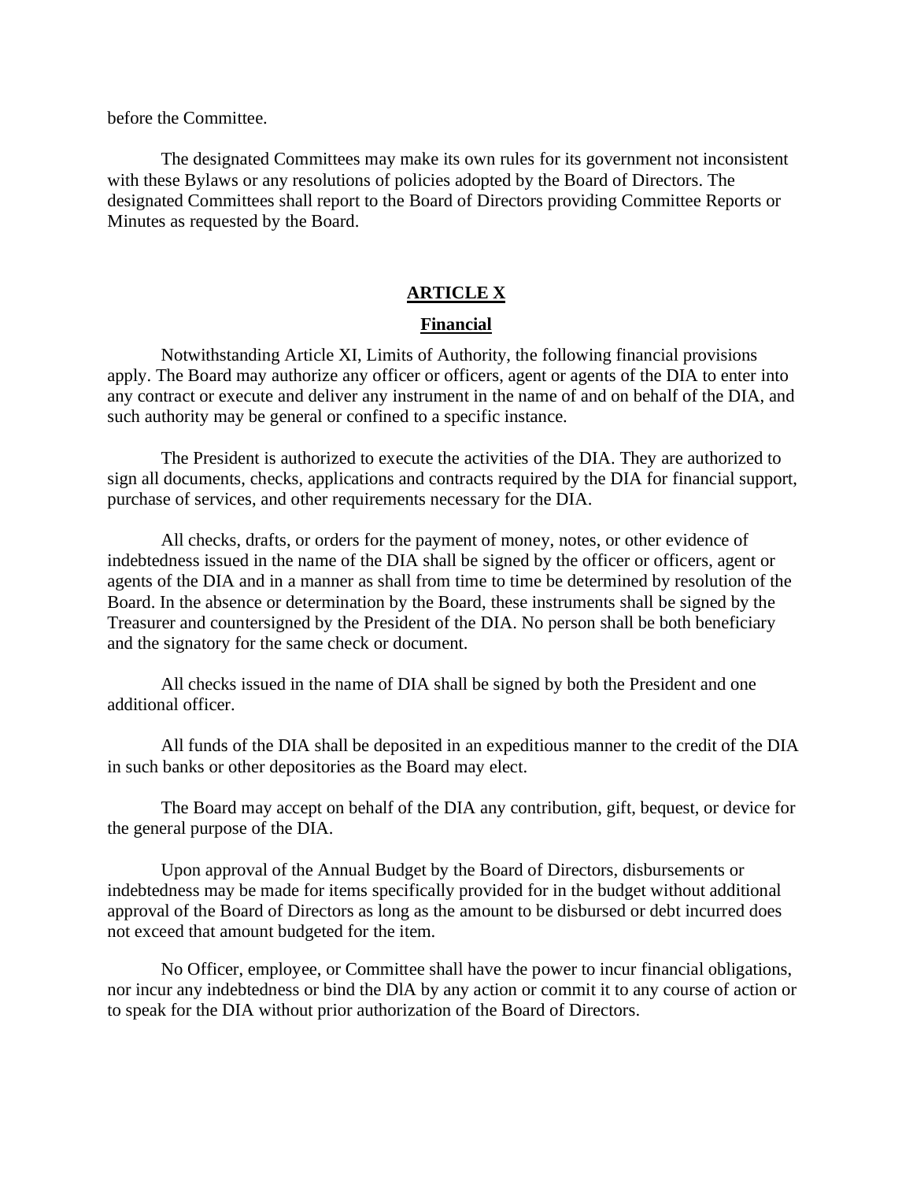before the Committee.

The designated Committees may make its own rules for its government not inconsistent with these Bylaws or any resolutions of policies adopted by the Board of Directors. The designated Committees shall report to the Board of Directors providing Committee Reports or Minutes as requested by the Board.

## ARTICLE X

### Financial

Notwithstanding Article XI, Limits of Authority, the following financial provisions apply. The Board may authorize any officer or officers, agent or agents of the DIA to enter into any contract or execute and deliver any instrument in the name of and on behalf of the DIA, and such authority may be general or confined to a specific instance.

The President is authorized to execute the activities of the DIA. They are authorized to sign all documents, checks, applications and contracts required by the DIA for financial support, purchase of services, and other requirements necessary for the DIA.

All checks, drafts, or orders for the payment of money, notes, or other evidence of indebtedness issued in the name of the DIA shall be signed by the officer or officers, agent or agents of the DIA and in a manner as shall from time to time be determined by resolution of the Board. In the absence or determination by the Board, these instruments shall be signed by the Treasurer and countersigned by the President of the DIA. No person shall be both beneficiary and the signatory for the same check or document.

All checks issued in the name of DIA shall be signed by both the President and one additional officer.

All funds of the DIA shall be deposited in an expeditious manner to the credit of the DIA in such banks or other depositories as the Board may elect.

The Board may accept on behalf of the DIA any contribution, gift, bequest, or device for the general purpose of the DIA.

Upon approval of the Annual Budget by the Board of Directors, disbursements or indebtedness may be made for items specifically provided for in the budget without additional approval of the Board of Directors as long as the amount to be disbursed or debt incurred does not exceed that amount budgeted for the item.

No Officer, employee, or Committee shall have the power to incur financial obligations, nor incur any indebtedness or bind the DlA by any action or commit it to any course of action or to speak for the DIA without prior authorization of the Board of Directors.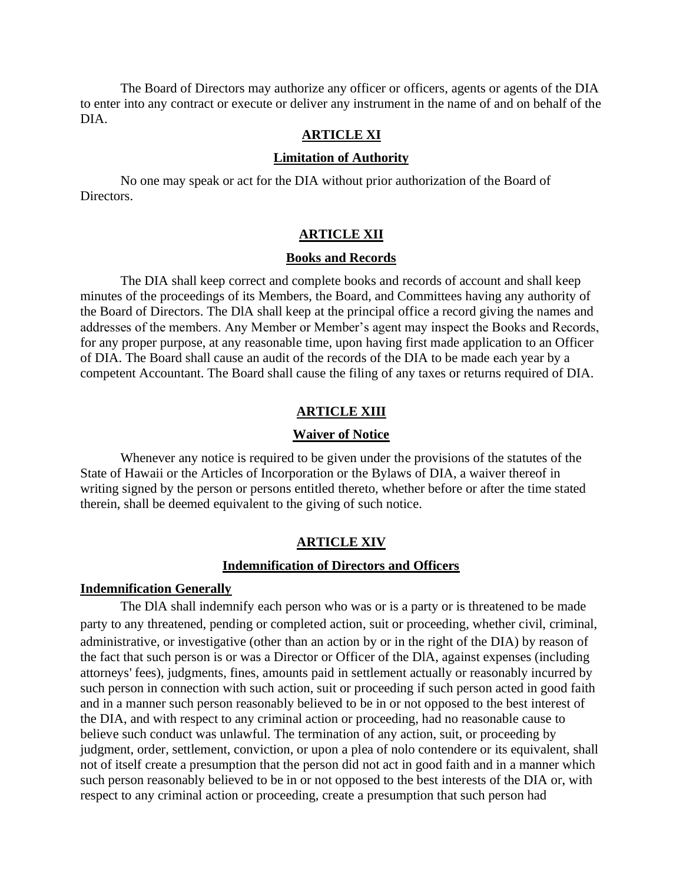The Board of Directors may authorize any officer or officers, agents or agents of the DIA to enter into any contract or execute or deliver any instrument in the name of and on behalf of the DIA.

## ARTICLE XI

### Limitation of Authority

No one may speak or act for the DIA without prior authorization of the Board of Directors.

## ARTICLE XII

### Books and Records

The DIA shall keep correct and complete books and records of account and shall keep minutes of the proceedings of its Members, the Board, and Committees having any authority of the Board of Directors. The DlA shall keep at the principal office a record giving the names and addresses of the members. Any Member or Member's agent may inspect the Books and Records, for any proper purpose, at any reasonable time, upon having first made application to an Officer of DIA. The Board shall cause an audit of the records of the DIA to be made each year by a competent Accountant. The Board shall cause the filing of any taxes or returns required of DIA.

## ARTICLE XIII

### Waiver of Notice

Whenever any notice is required to be given under the provisions of the statutes of the State of Hawaii or the Articles of Incorporation or the Bylaws of DIA, a waiver thereof in writing signed by the person or persons entitled thereto, whether before or after the time stated therein, shall be deemed equivalent to the giving of such notice.

## ARTICLE XIV

### Indemnification of Directors and Officers

**Indemnification Generally**

The DlA shall indemnify each person who was or is a party or is threatened to be made party to any threatened, pending or completed action, suit or proceeding, whether civil, criminal, administrative, or investigative (other than an action by or in the right of the DIA) by reason of the fact that such person is or was a Director or Officer of the DlA, against expenses (including attorneys' fees), judgments, fines, amounts paid in settlement actually or reasonably incurred by such person in connection with such action, suit or proceeding if such person acted in good faith and in a manner such person reasonably believed to be in or not opposed to the best interest of the DIA, and with respect to any criminal action or proceeding, had no reasonable cause to believe such conduct was unlawful. The termination of any action, suit, or proceeding by judgment, order, settlement, conviction, or upon a plea of nolo contendere or its equivalent, shall not of itself create a presumption that the person did not act in good faith and in a manner which such person reasonably believed to be in or not opposed to the best interests of the DIA or, with respect to any criminal action or proceeding, create a presumption that such person had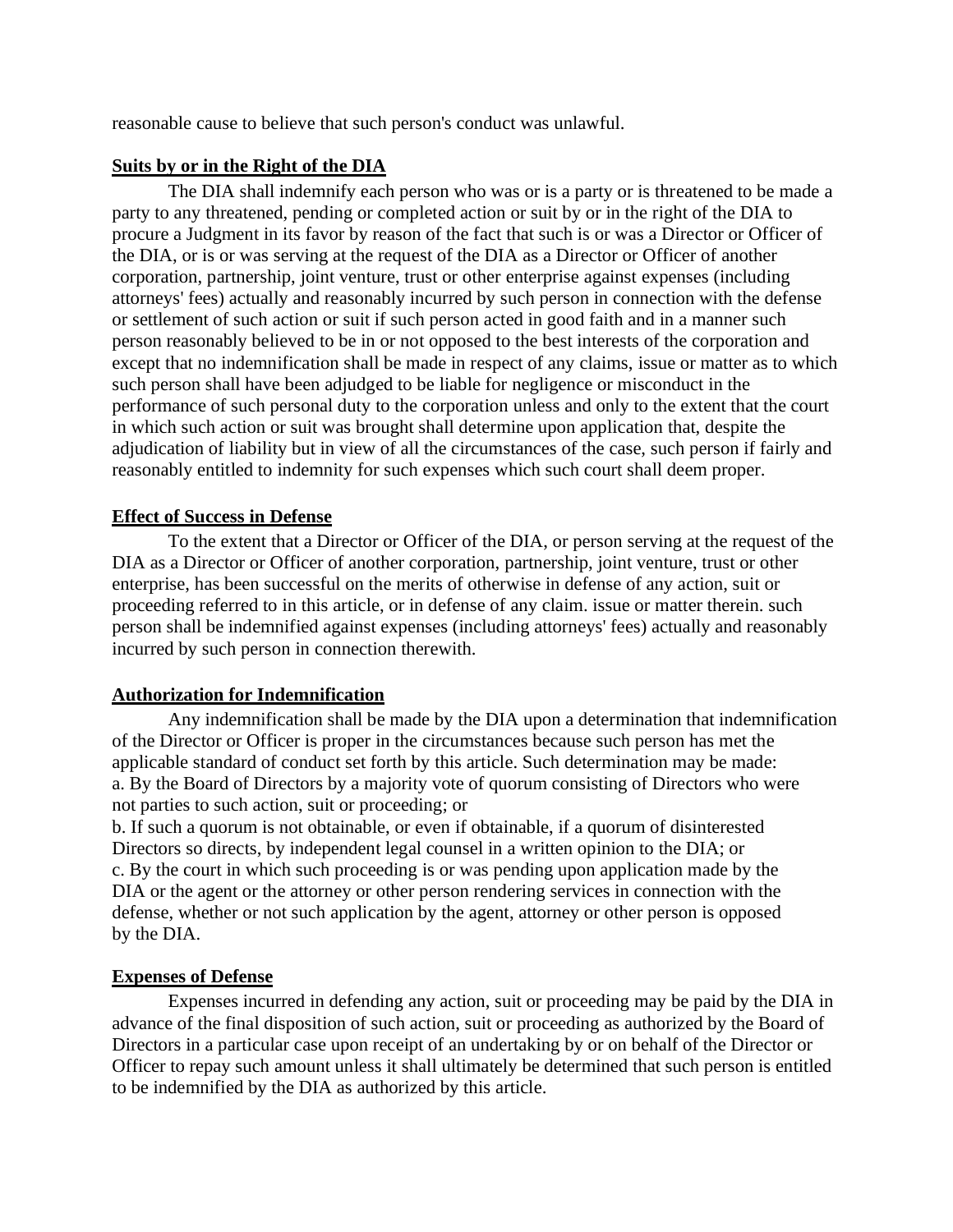reasonable cause to believe that such person's conduct was unlawful.

**Suits by or in the Right of the DIA**

The DIA shall indemnify each person who was or is a party or is threatened to be made a party to any threatened, pending or completed action or suit by or in the right of the DIA to procure a Judgment in its favor by reason of the fact that such is or was a Director or Officer of the DIA, or is or was serving at the request of the DIA as a Director or Officer of another corporation, partnership, joint venture, trust or other enterprise against expenses (including attorneys' fees) actually and reasonably incurred by such person in connection with the defense or settlement of such action or suit if such person acted in good faith and in a manner such person reasonably believed to be in or not opposed to the best interests of the corporation and except that no indemnification shall be made in respect of any claims, issue or matter as to which such person shall have been adjudged to be liable for negligence or misconduct in the performance of such personal duty to the corporation unless and only to the extent that the court in which such action or suit was brought shall determine upon application that, despite the adjudication of liability but in view of all the circumstances of the case, such person if fairly and reasonably entitled to indemnity for such expenses which such court shall deem proper.

**Effect of Success in Defense**

To the extent that a Director or Officer of the DIA, or person serving at the request of the DIA as a Director or Officer of another corporation, partnership, joint venture, trust or other enterprise, has been successful on the merits of otherwise in defense of any action, suit or proceeding referred to in this article, or in defense of any claim. issue or matter therein. such person shall be indemnified against expenses (including attorneys' fees) actually and reasonably incurred by such person in connection therewith.

**Authorization for Indemnification**

Any indemnification shall be made by the DIA upon a determination that indemnification of the Director or Officer is proper in the circumstances because such person has met the applicable standard of conduct set forth by this article. Such determination may be made:

a. By the Board of Directors by a majority vote of quorum consisting of Directors who were not parties to such action, suit or proceeding; or

b. If such a quorum is not obtainable, or even if obtainable, if a quorum of disinterested Directors so directs, by independent legal counsel in a written opinion to the DIA; or

c. By the court in which such proceeding is or was pending upon application made by the DIA or the agent or the attorney or other person rendering services in connection with the defense, whether or not such application by the agent, attorney or other person is opposed by the DIA.

**Expenses of Defense**

Expenses incurred in defending any action, suit or proceeding may be paid by the DIA in advance of the final disposition of such action, suit or proceeding as authorized by the Board of Directors in a particular case upon receipt of an undertaking by or on behalf of the Director or Officer to repay such amount unless it shall ultimately be determined that such person is entitled to be indemnified by the DIA as authorized by this article.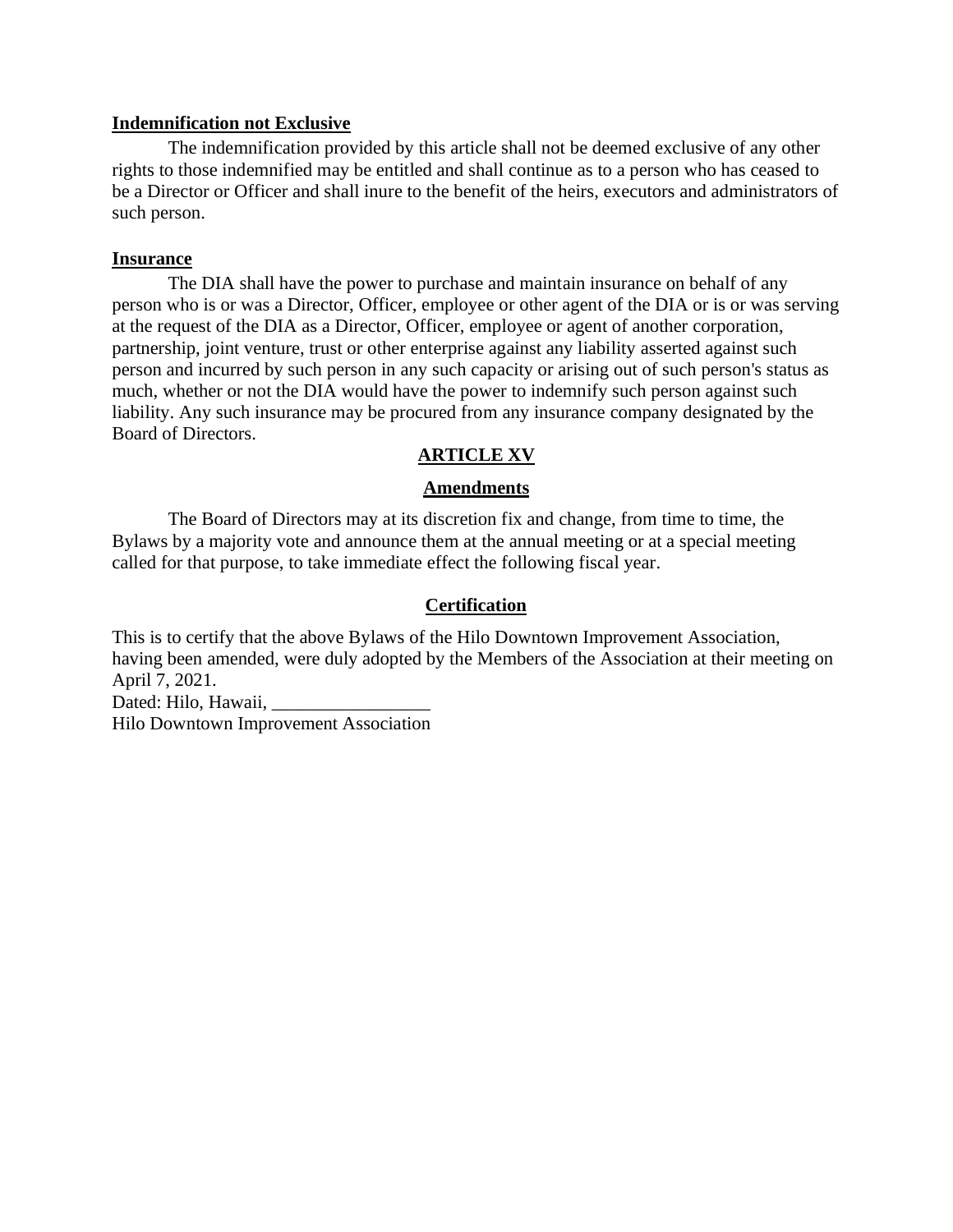**Indemnification not Exclusive**

The indemnification provided by this article shall not be deemed exclusive of any other rights to those indemnified may be entitled and shall continue as to a person who has ceased to be a Director or Officer and shall inure to the benefit of the heirs, executors and administrators of such person.

**Insurance**

The DIA shall have the power to purchase and maintain insurance on behalf of any person who is or was a Director, Officer, employee or other agent of the DIA or is or was serving at the request of the DIA as a Director, Officer, employee or agent of another corporation, partnership, joint venture, trust or other enterprise against any liability asserted against such person and incurred by such person in any such capacity or arising out of such person's status as much, whether or not the DIA would have the power to indemnify such person against such liability. Any such insurance may be procured from any insurance company designated by the Board of Directors.

## ARTICLE XV

### Amendments

The Board of Directors may at its discretion fix and change, from time to time, the Bylaws by a majority vote and announce them at the annual meeting or at a special meeting called for that purpose, to take immediate effect the following fiscal year.

### Certification

This is to certify that the above Bylaws of the Hilo Downtown Improvement Association, having been amended, were duly adopted by the Members of the Association at their meeting on April 7, 2021.

Dated: Hilo, Hawaii, _________________

Hilo Downtown Improvement Association